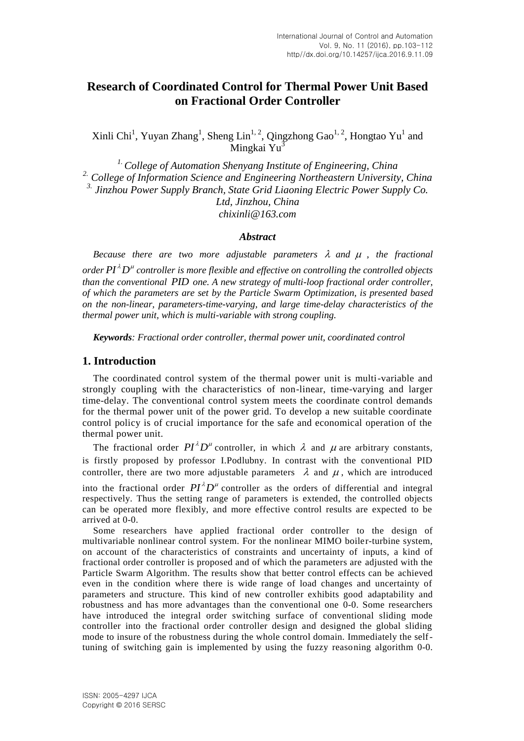# Research of Coordinated Control for Thermal Power Unit Based on Fractional Order Controller

Xinli Chi[1], Yuyan Zhang[1], Sheng Lin[1, 2], Qingzhong Gao[1, 2], Hongtao Yu[1] and Mingkai Yu[3]

*[1.] College of Automation Shenyang Institute of Engineering, China*
*[2.] College of Information Science and Engineering Northeastern University, China*
*[3.] Jinzhou Power Supply Branch, State Grid Liaoning Electric Power Supply Co. Ltd, Jinzhou, China*
*chixinli@163.com*

### *Abstract*

*Because there are two more adjustable parameters $\lambda$ and $\mu$, the fractional order $PI^{\lambda}D^{\mu}$ controller is more flexible and effective on controlling the controlled objects than the conventional PID one. A new strategy of multi-loop fractional order controller, of which the parameters are set by the Particle Swarm Optimization, is presented based on the non-linear, parameters-time-varying, and large time-delay characteristics of the thermal power unit, which is multi-variable with strong coupling.*

***Keywords**: Fractional order controller, thermal power unit, coordinated control*

## 1. Introduction

The coordinated control system of the thermal power unit is multi-variable and strongly coupling with the characteristics of non-linear, time-varying and larger time-delay. The conventional control system meets the coordinate control demands for the thermal power unit of the power grid. To develop a new suitable coordinate control policy is of crucial importance for the safe and economical operation of the thermal power unit.

The fractional order $PI^{\lambda}D^{\mu}$ controller, in which $\lambda$ and $\mu$ are arbitrary constants, is firstly proposed by professor I.Podlubny. In contrast with the conventional PID controller, there are two more adjustable parameters $\lambda$ and $\mu$, which are introduced into the fractional order $PI^{\lambda}D^{\mu}$ controller as the orders of differential and integral respectively. Thus the setting range of parameters is extended, the controlled objects can be operated more flexibly, and more effective control results are expected to be arrived at 0-0.

Some researchers have applied fractional order controller to the design of multivariable nonlinear control system. For the nonlinear MIMO boiler-turbine system, on account of the characteristics of constraints and uncertainty of inputs, a kind of fractional order controller is proposed and of which the parameters are adjusted with the Particle Swarm Algorithm. The results show that better control effects can be achieved even in the condition where there is wide range of load changes and uncertainty of parameters and structure. This kind of new controller exhibits good adaptability and robustness and has more advantages than the conventional one 0-0. Some researchers have introduced the integral order switching surface of conventional sliding mode controller into the fractional order controller design and designed the global sliding mode to insure of the robustness during the whole control domain. Immediately the self-tuning of switching gain is implemented by using the fuzzy reasoning algorithm 0-0.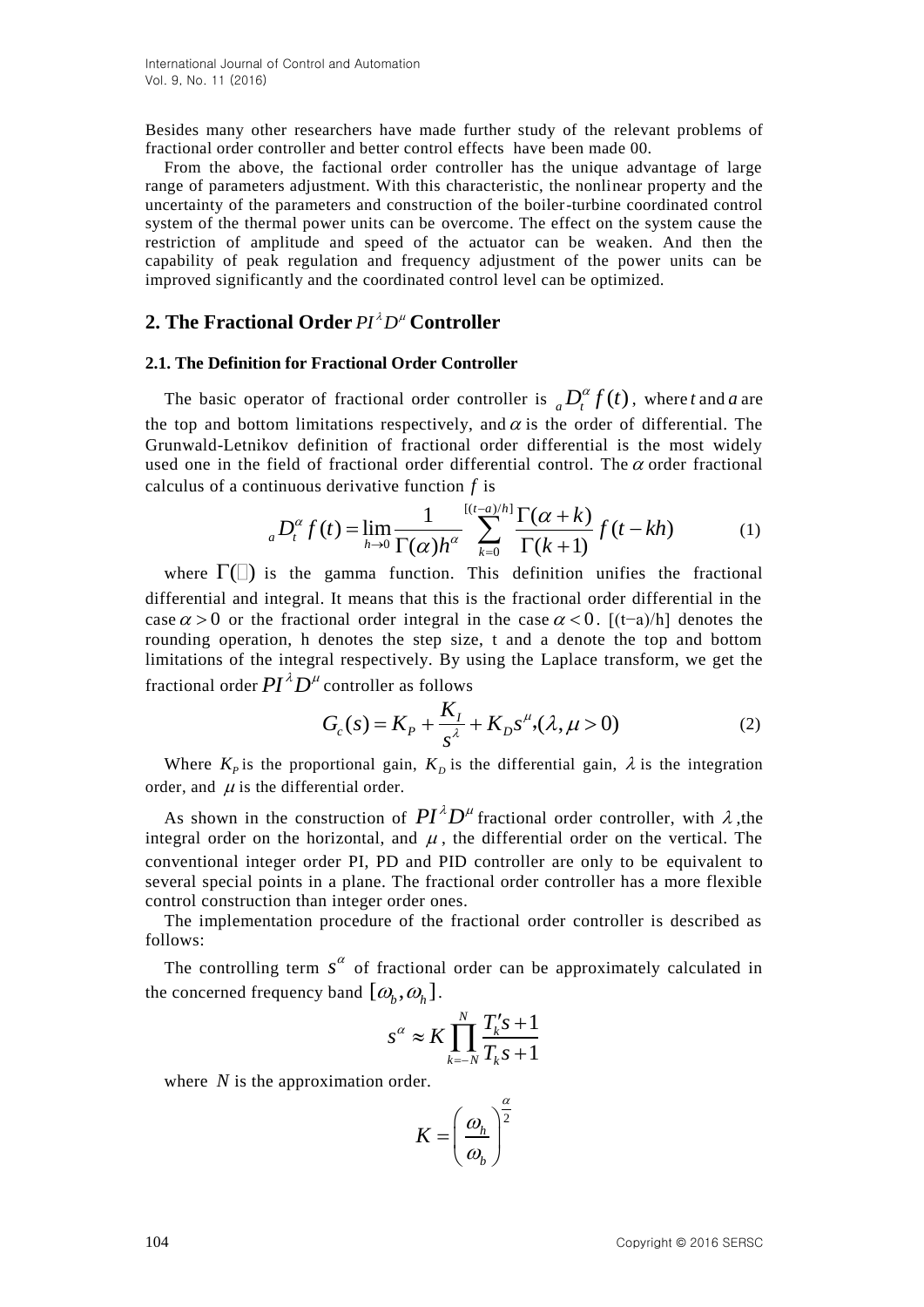Besides many other researchers have made further study of the relevant problems of fractional order controller and better control effects have been made 00.

From the above, the factional order controller has the unique advantage of large range of parameters adjustment. With this characteristic, the nonlinear property and the uncertainty of the parameters and construction of the boiler-turbine coordinated control system of the thermal power units can be overcome. The effect on the system cause the restriction of amplitude and speed of the actuator can be weaken. And then the capability of peak regulation and frequency adjustment of the power units can be improved significantly and the coordinated control level can be optimized.

## 2. The Fractional Order $PI^{\lambda}D^{\mu}$ Controller

### 2.1. The Definition for Fractional Order Controller

The basic operator of fractional order controller is ${}_aD_t^{\alpha} f(t)$, where $t$ and $a$ are the top and bottom limitations respectively, and $\alpha$ is the order of differential. The Grunwald-Letnikov definition of fractional order differential is the most widely used one in the field of fractional order differential control. The $\alpha$ order fractional calculus of a continuous derivative function $f$ is

$$ {}_aD_t^{\alpha} f(t) = \lim_{h \to 0} \frac{1}{\Gamma(\alpha) h^{\alpha}} \sum_{k=0}^{[(t-a)/h]} \frac{\Gamma(\alpha + k)}{\Gamma(k+1)} f(t - kh) \tag{1} $$

where $\Gamma(\cdot)$ is the gamma function. This definition unifies the fractional differential and integral. It means that this is the fractional order differential in the case $\alpha > 0$ or the fractional order integral in the case $\alpha < 0$. [(t−a)/h] denotes the rounding operation, h denotes the step size, t and a denote the top and bottom limitations of the integral respectively. By using the Laplace transform, we get the fractional order $PI^{\lambda}D^{\mu}$ controller as follows

$$ G_c(s) = K_P + \frac{K_I}{s^{\lambda}} + K_D s^{\mu}, (\lambda, \mu > 0) \tag{2} $$

Where $K_P$ is the proportional gain, $K_D$ is the differential gain, $\lambda$ is the integration order, and $\mu$ is the differential order.

As shown in the construction of $PI^{\lambda}D^{\mu}$ fractional order controller, with $\lambda$, the integral order on the horizontal, and $\mu$, the differential order on the vertical. The conventional integer order PI, PD and PID controller are only to be equivalent to several special points in a plane. The fractional order controller has a more flexible control construction than integer order ones.

The implementation procedure of the fractional order controller is described as follows:

The controlling term $s^{\alpha}$ of fractional order can be approximately calculated in the concerned frequency band $[\omega_b, \omega_h]$.

$$ s^{\alpha} \approx K \prod_{k=-N}^{N} \frac{T_k' s + 1}{T_k s + 1} $$

where $N$ is the approximation order.

$$ K = \left( \frac{\omega_h}{\omega_b} \right)^{\frac{\alpha}{2}} $$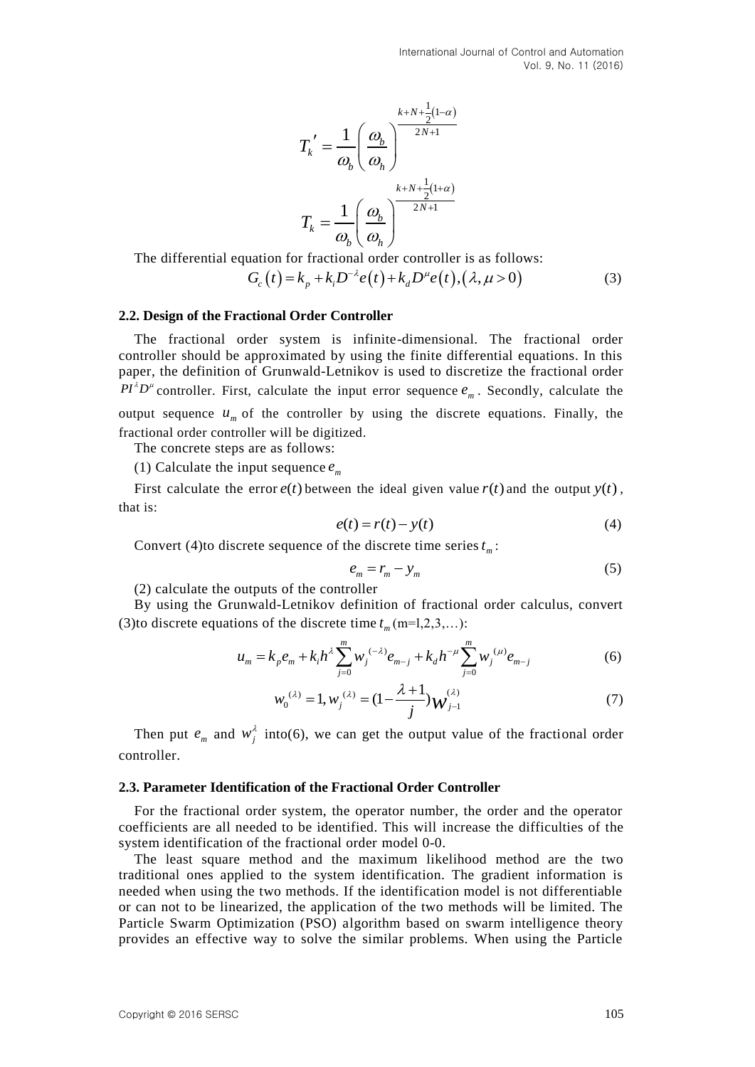$$T_k' = \frac{1}{\omega_b}\left(\frac{\omega_b}{\omega_h}\right)^{\frac{k+N+\frac{1}{2}(1-\alpha)}{2N+1}}$$

$$T_k = \frac{1}{\omega_b}\left(\frac{\omega_b}{\omega_h}\right)^{\frac{k+N+\frac{1}{2}(1+\alpha)}{2N+1}}$$

The differential equation for fractional order controller is as follows:

$$G_c(t) = k_p + k_i D^{-\lambda} e(t) + k_d D^{\mu} e(t), (\lambda, \mu > 0) \tag{3}$$

### 2.2. Design of the Fractional Order Controller

The fractional order system is infinite-dimensional. The fractional order controller should be approximated by using the finite differential equations. In this paper, the definition of Grunwald-Letnikov is used to discretize the fractional order $PI^{\lambda}D^{\mu}$ controller. First, calculate the input error sequence $e_m$. Secondly, calculate the output sequence $u_m$ of the controller by using the discrete equations. Finally, the fractional order controller will be digitized.

The concrete steps are as follows:

(1) Calculate the input sequence $e_m$

First calculate the error $e(t)$ between the ideal given value $r(t)$ and the output $y(t)$, that is:

$$e(t) = r(t) - y(t) \tag{4}$$

Convert (4)to discrete sequence of the discrete time series $t_m$:

$$e_m = r_m - y_m \tag{5}$$

(2) calculate the outputs of the controller

By using the Grunwald-Letnikov definition of fractional order calculus, convert (3)to discrete equations of the discrete time $t_m$ (m=1,2,3,…):

$$u_m = k_p e_m + k_i h^{\lambda} \sum_{j=0}^{m} w_j^{(-\lambda)} e_{m-j} + k_d h^{-\mu} \sum_{j=0}^{m} w_j^{(\mu)} e_{m-j} \tag{6}$$

$$w_0^{(\lambda)} = 1, w_j^{(\lambda)} = \left(1 - \frac{\lambda+1}{j}\right) w_{j-1}^{(\lambda)} \tag{7}$$

Then put $e_m$ and $w_j^{\lambda}$ into(6), we can get the output value of the fractional order controller.

### 2.3. Parameter Identification of the Fractional Order Controller

For the fractional order system, the operator number, the order and the operator coefficients are all needed to be identified. This will increase the difficulties of the system identification of the fractional order model 0-0.

The least square method and the maximum likelihood method are the two traditional ones applied to the system identification. The gradient information is needed when using the two methods. If the identification model is not differentiable or can not to be linearized, the application of the two methods will be limited. The Particle Swarm Optimization (PSO) algorithm based on swarm intelligence theory provides an effective way to solve the similar problems. When using the Particle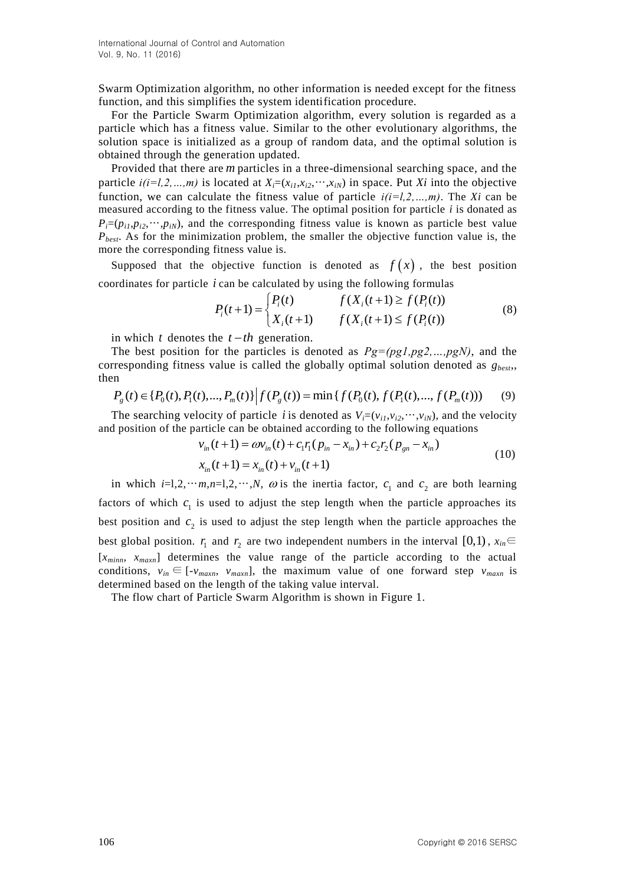Swarm Optimization algorithm, no other information is needed except for the fitness function, and this simplifies the system identification procedure.

For the Particle Swarm Optimization algorithm, every solution is regarded as a particle which has a fitness value. Similar to the other evolutionary algorithms, the solution space is initialized as a group of random data, and the optimal solution is obtained through the generation updated.

Provided that there are $m$ particles in a three-dimensional searching space, and the particle $i(i=l,2,\ldots,m)$ is located at $X_i=(x_{i1},x_{i2},\cdots,x_{iN})$ in space. Put $Xi$ into the objective function, we can calculate the fitness value of particle $i(i=l,2,\ldots,m)$. The $Xi$ can be measured according to the fitness value. The optimal position for particle $i$ is donated as $P_i=(p_{i1},p_{i2},\cdots,p_{iN})$, and the corresponding fitness value is known as particle best value $P_{best}$. As for the minimization problem, the smaller the objective function value is, the more the corresponding fitness value is.

Supposed that the objective function is denoted as $f(x)$, the best position coordinates for particle $i$ can be calculated by using the following formulas

$$P_i(t+1)=\begin{cases} P_i(t) & f(X_i(t+1)\geq f(P_i(t)) \\ X_i(t+1) & f(X_i(t+1)\leq f(P_i(t)) \end{cases} \tag{8}$$

in which $t$ denotes the $t-th$ generation.

The best position for the particles is denoted as $Pg=(pg1,pg2,\ldots,pgN)$, and the corresponding fitness value is called the globally optimal solution denoted as $g_{best}$,, then

$$P_g(t)\in\{P_0(t),P_1(t),\ldots,P_m(t)\}\,\big|\, f(P_g(t))=\min\{f(P_0(t),f(P_1(t),\ldots,f(P_m(t)))\tag{9}$$

The searching velocity of particle $i$ is denoted as $V_i=(v_{i1},v_{i2},\cdots,v_{iN})$, and the velocity and position of the particle can be obtained according to the following equations

$$\begin{aligned} v_{in}(t+1) &= \omega v_{in}(t)+c_1r_1(p_{in}-x_{in})+c_2r_2(p_{gn}-x_{in}) \\ x_{in}(t+1) &= x_{in}(t)+v_{in}(t+1) \end{aligned} \tag{10}$$

in which $i$=l,2,$\cdots m$,$n$=l,2,$\cdots$,$N$, $\omega$ is the inertia factor, $c_1$ and $c_2$ are both learning factors of which $c_1$ is used to adjust the step length when the particle approaches its best position and $c_2$ is used to adjust the step length when the particle approaches the best global position. $r_1$ and $r_2$ are two independent numbers in the interval $[0,1)$, $x_{in}\in[x_{minn}, x_{maxn}]$ determines the value range of the particle according to the actual conditions, $v_{in}\in[-v_{maxn}, v_{maxn}]$, the maximum value of one forward step $v_{maxn}$ is determined based on the length of the taking value interval.

The flow chart of Particle Swarm Algorithm is shown in Figure 1.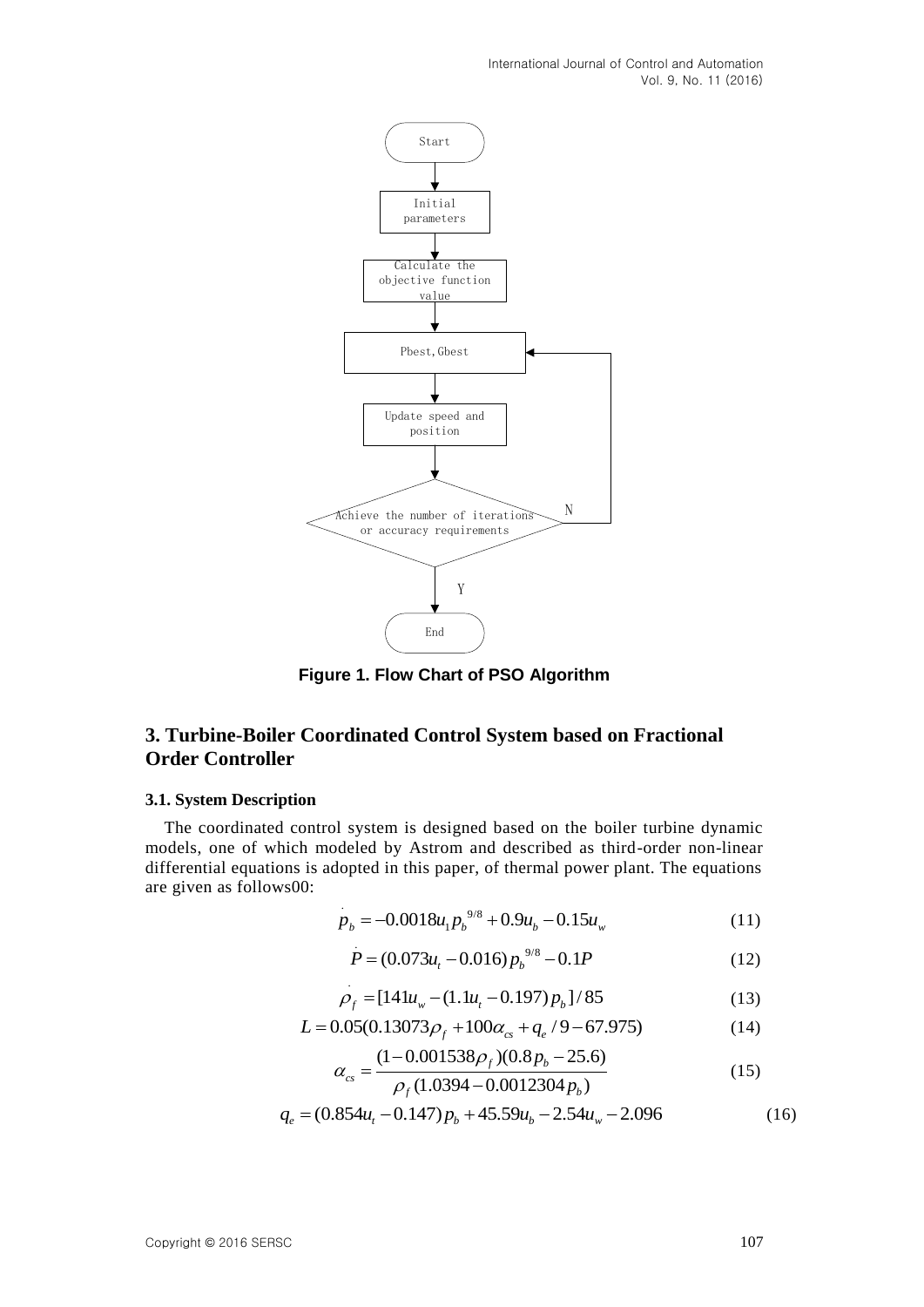```
Start
  ↓
Initial parameters
  ↓
Calculate the objective function value
  ↓
Pbest,Gbest  ←─────────────┐
  ↓                        │
Update speed and position  │
  ↓                        │
Achieve the number of iterations or accuracy requirements ──N──┘
  ↓ Y
End
```

**Figure 1. Flow Chart of PSO Algorithm**

## 3. Turbine-Boiler Coordinated Control System based on Fractional Order Controller

### 3.1. System Description

The coordinated control system is designed based on the boiler turbine dynamic models, one of which modeled by Astrom and described as third-order non-linear differential equations is adopted in this paper, of thermal power plant. The equations are given as follows00:

$$\dot{p}_b = -0.0018 u_1 p_b^{9/8} + 0.9 u_b - 0.15 u_w \tag{11}$$

$$\dot{P} = (0.073 u_t - 0.016) p_b^{9/8} - 0.1 P \tag{12}$$

$$\dot{\rho}_f = [141 u_w - (1.1 u_t - 0.197) p_b] / 85 \tag{13}$$

$$L = 0.05(0.13073 \rho_f + 100 \alpha_{cs} + q_e / 9 - 67.975) \tag{14}$$

$$\alpha_{cs} = \frac{(1 - 0.001538 \rho_f)(0.8 p_b - 25.6)}{\rho_f (1.0394 - 0.0012304 p_b)} \tag{15}$$

$$q_e = (0.854 u_t - 0.147) p_b + 45.59 u_b - 2.54 u_w - 2.096 \tag{16}$$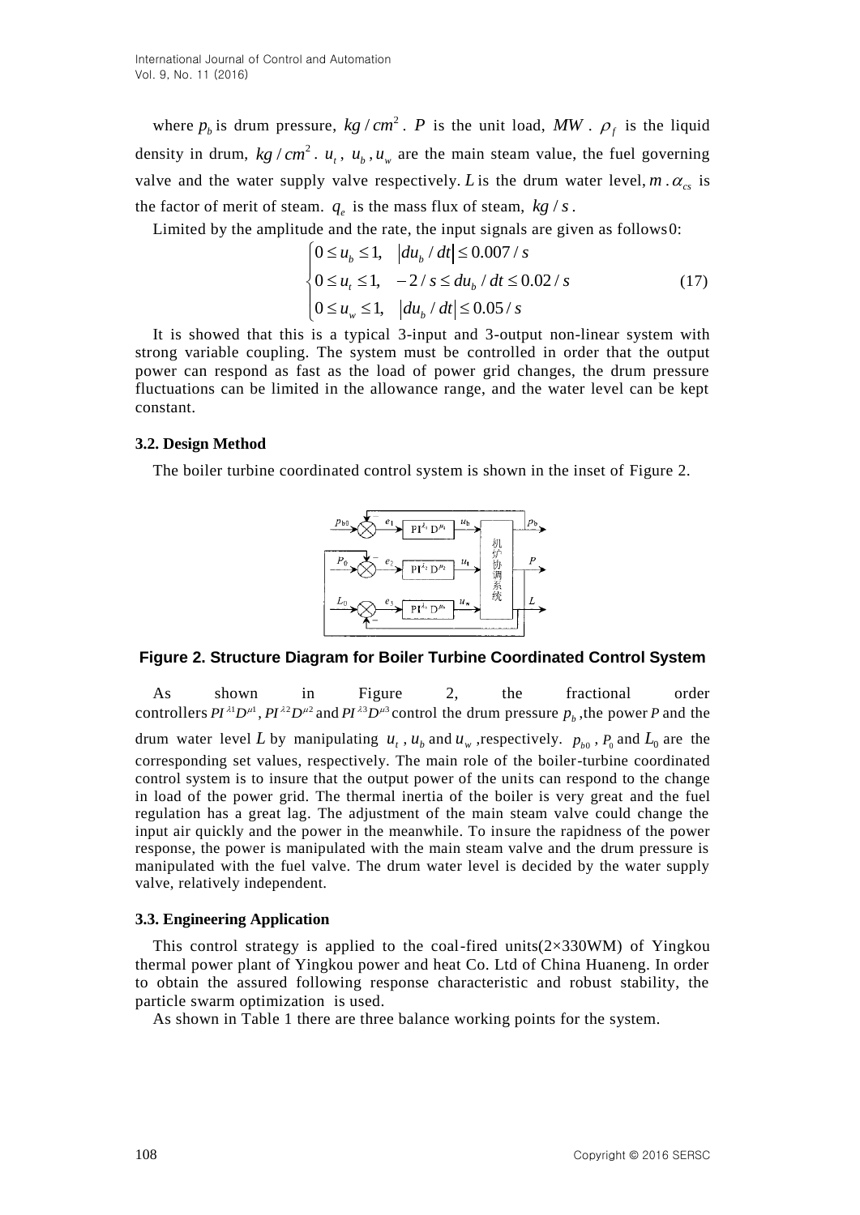where $p_b$ is drum pressure, $kg/cm^2$. $P$ is the unit load, $MW$. $\rho_f$ is the liquid density in drum, $kg/cm^2$. $u_t$, $u_b$, $u_w$ are the main steam value, the fuel governing valve and the water supply valve respectively. $L$ is the drum water level, $m$. $\alpha_{cs}$ is the factor of merit of steam. $q_e$ is the mass flux of steam, $kg/s$.

Limited by the amplitude and the rate, the input signals are given as follows0:

$$\begin{cases} 0 \le u_b \le 1, & |du_b / dt| \le 0.007/s \\ 0 \le u_t \le 1, & -2/s \le du_b / dt \le 0.02/s \\ 0 \le u_w \le 1, & |du_b / dt| \le 0.05/s \end{cases} \tag{17}$$

It is showed that this is a typical 3-input and 3-output non-linear system with strong variable coupling. The system must be controlled in order that the output power can respond as fast as the load of power grid changes, the drum pressure fluctuations can be limited in the allowance range, and the water level can be kept constant.

### 3.2. Design Method

The boiler turbine coordinated control system is shown in the inset of Figure 2.

**Figure 2. Structure Diagram for Boiler Turbine Coordinated Control System**

As shown in Figure 2, the fractional order controllers $PI^{\lambda 1}D^{\mu 1}$, $PI^{\lambda 2}D^{\mu 2}$ and $PI^{\lambda 3}D^{\mu 3}$ control the drum pressure $p_b$, the power $P$ and the drum water level $L$ by manipulating $u_t$, $u_b$ and $u_w$, respectively. $p_{b0}$, $P_0$ and $L_0$ are the corresponding set values, respectively. The main role of the boiler-turbine coordinated control system is to insure that the output power of the units can respond to the change in load of the power grid. The thermal inertia of the boiler is very great and the fuel regulation has a great lag. The adjustment of the main steam valve could change the input air quickly and the power in the meanwhile. To insure the rapidness of the power response, the power is manipulated with the main steam valve and the drum pressure is manipulated with the fuel valve. The drum water level is decided by the water supply valve, relatively independent.

### 3.3. Engineering Application

This control strategy is applied to the coal-fired units(2×330WM) of Yingkou thermal power plant of Yingkou power and heat Co. Ltd of China Huaneng. In order to obtain the assured following response characteristic and robust stability, the particle swarm optimization is used.

As shown in Table 1 there are three balance working points for the system.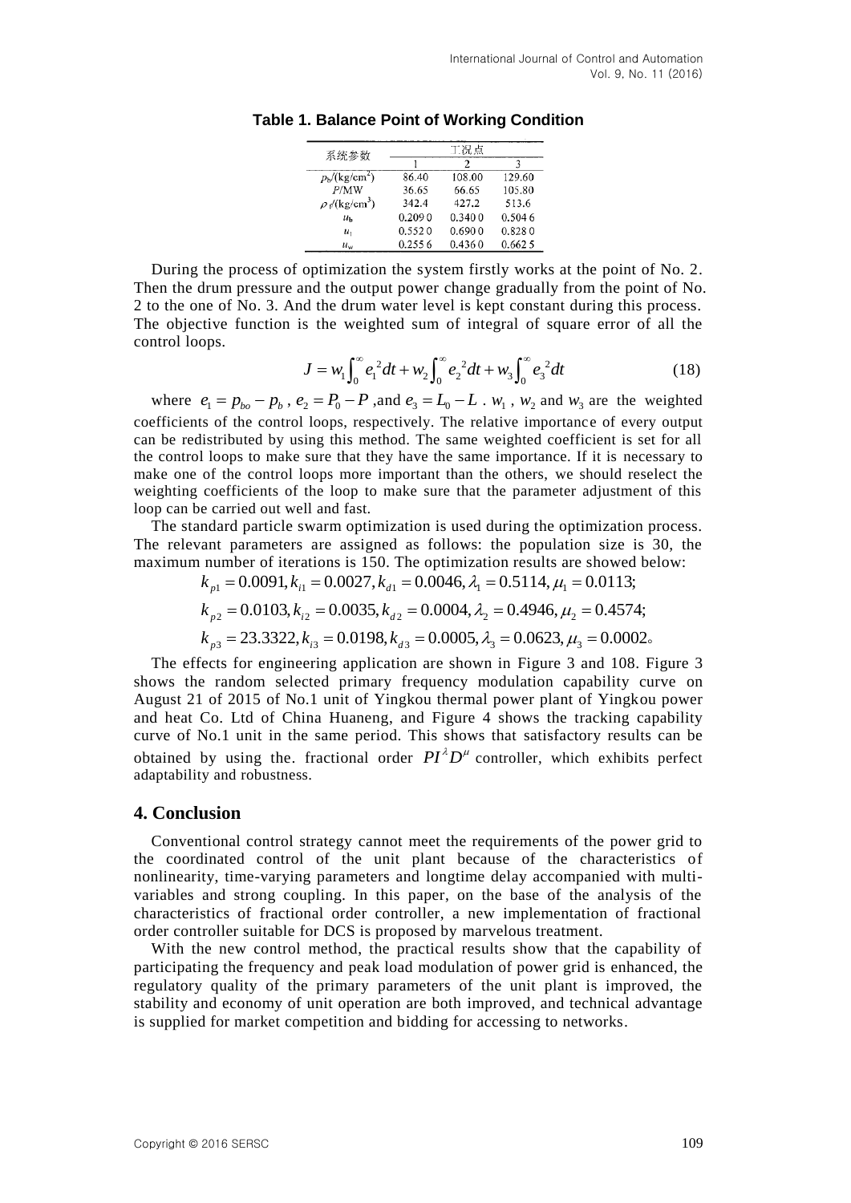**Table 1. Balance Point of Working Condition**

| 系统参数 | 工况点 | | |
|---|---|---|---|
| | 1 | 2 | 3 |
| $p_b/(\text{kg/cm}^2)$ | 86.40 | 108.00 | 129.60 |
| $P$/MW | 36.65 | 66.65 | 105.80 |
| $\rho_f/(\text{kg/cm}^3)$ | 342.4 | 427.2 | 513.6 |
| $u_b$ | 0.2090 | 0.3400 | 0.5046 |
| $u_t$ | 0.5520 | 0.6900 | 0.8280 |
| $u_w$ | 0.2556 | 0.4360 | 0.6625 |

During the process of optimization the system firstly works at the point of No. 2. Then the drum pressure and the output power change gradually from the point of No. 2 to the one of No. 3. And the drum water level is kept constant during this process. The objective function is the weighted sum of integral of square error of all the control loops.

$$J = w_1\int_0^{\infty} e_1^{\,2}dt + w_2\int_0^{\infty} e_2^{\,2}dt + w_3\int_0^{\infty} e_3^{\,2}dt \tag{18}$$

where $e_1 = p_{bo} - p_b$, $e_2 = P_0 - P$, and $e_3 = L_0 - L$. $w_1$, $w_2$ and $w_3$ are the weighted coefficients of the control loops, respectively. The relative importance of every output can be redistributed by using this method. The same weighted coefficient is set for all the control loops to make sure that they have the same importance. If it is necessary to make one of the control loops more important than the others, we should reselect the weighting coefficients of the loop to make sure that the parameter adjustment of this loop can be carried out well and fast.

The standard particle swarm optimization is used during the optimization process. The relevant parameters are assigned as follows: the population size is 30, the maximum number of iterations is 150. The optimization results are showed below:

$$k_{p1} = 0.0091, k_{i1} = 0.0027, k_{d1} = 0.0046, \lambda_1 = 0.5114, \mu_1 = 0.0113;$$

$$k_{p2} = 0.0103, k_{i2} = 0.0035, k_{d2} = 0.0004, \lambda_2 = 0.4946, \mu_2 = 0.4574;$$

$$k_{p3} = 23.3322, k_{i3} = 0.0198, k_{d3} = 0.0005, \lambda_3 = 0.0623, \mu_3 = 0.0002。$$

The effects for engineering application are shown in Figure 3 and 108. Figure 3 shows the random selected primary frequency modulation capability curve on August 21 of 2015 of No.1 unit of Yingkou thermal power plant of Yingkou power and heat Co. Ltd of China Huaneng, and Figure 4 shows the tracking capability curve of No.1 unit in the same period. This shows that satisfactory results can be obtained by using the. fractional order $PI^{\lambda}D^{\mu}$ controller, which exhibits perfect adaptability and robustness.

## 4. Conclusion

Conventional control strategy cannot meet the requirements of the power grid to the coordinated control of the unit plant because of the characteristics of nonlinearity, time-varying parameters and longtime delay accompanied with multi-variables and strong coupling. In this paper, on the base of the analysis of the characteristics of fractional order controller, a new implementation of fractional order controller suitable for DCS is proposed by marvelous treatment.

With the new control method, the practical results show that the capability of participating the frequency and peak load modulation of power grid is enhanced, the regulatory quality of the primary parameters of the unit plant is improved, the stability and economy of unit operation are both improved, and technical advantage is supplied for market competition and bidding for accessing to networks.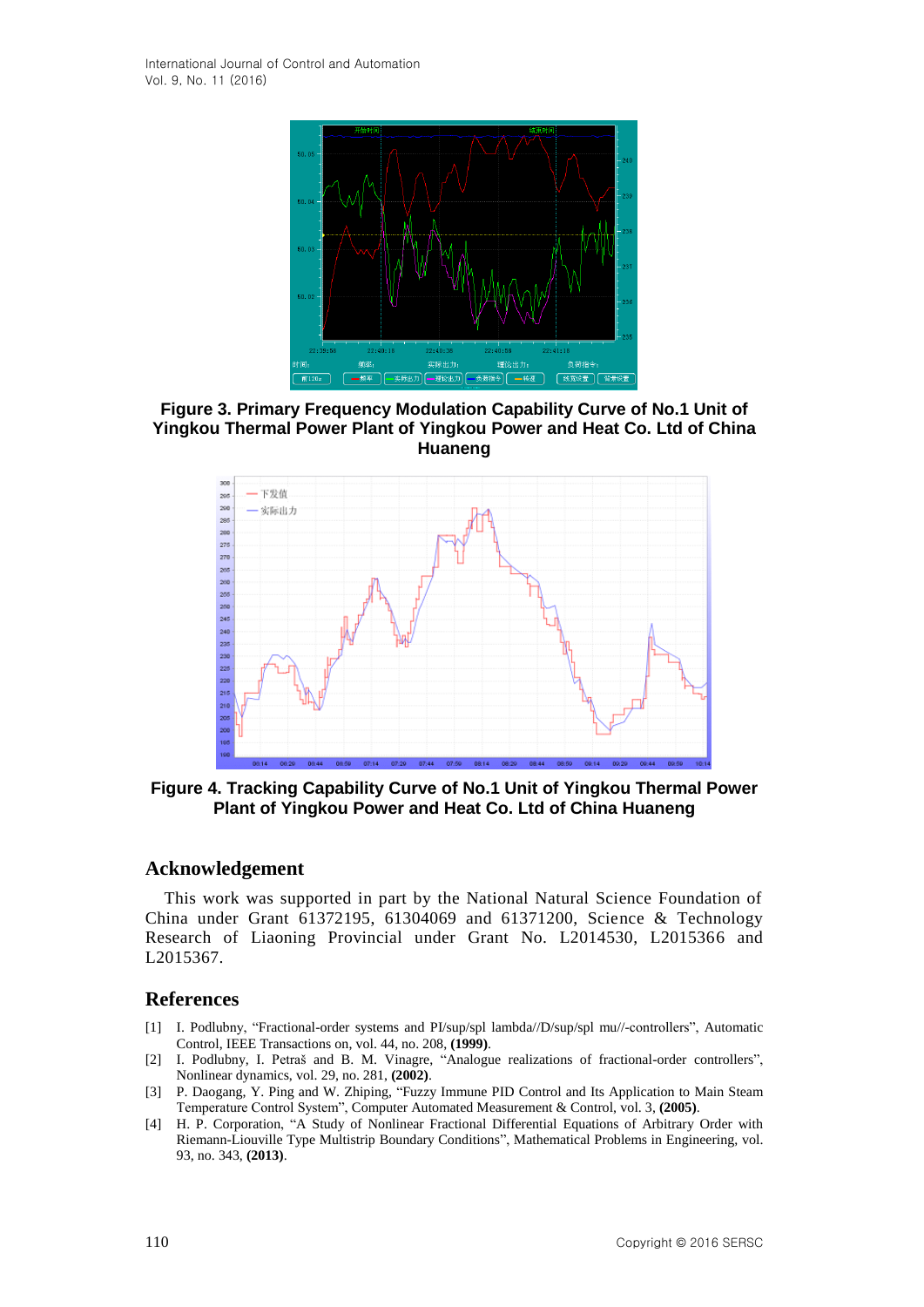**Figure 3. Primary Frequency Modulation Capability Curve of No.1 Unit of Yingkou Thermal Power Plant of Yingkou Power and Heat Co. Ltd of China Huaneng**

**Figure 4. Tracking Capability Curve of No.1 Unit of Yingkou Thermal Power Plant of Yingkou Power and Heat Co. Ltd of China Huaneng**

## Acknowledgement

This work was supported in part by the National Natural Science Foundation of China under Grant 61372195, 61304069 and 61371200, Science & Technology Research of Liaoning Provincial under Grant No. L2014530, L2015366 and L2015367.

## References

[1] I. Podlubny, "Fractional-order systems and PI/sup/spl lambda//D/sup/spl mu//-controllers", Automatic Control, IEEE Transactions on, vol. 44, no. 208, **(1999)**.

[2] I. Podlubny, I. Petraš and B. M. Vinagre, "Analogue realizations of fractional-order controllers", Nonlinear dynamics, vol. 29, no. 281, **(2002)**.

[3] P. Daogang, Y. Ping and W. Zhiping, "Fuzzy Immune PID Control and Its Application to Main Steam Temperature Control System", Computer Automated Measurement & Control, vol. 3, **(2005)**.

[4] H. P. Corporation, "A Study of Nonlinear Fractional Differential Equations of Arbitrary Order with Riemann-Liouville Type Multistrip Boundary Conditions", Mathematical Problems in Engineering, vol. 93, no. 343, **(2013)**.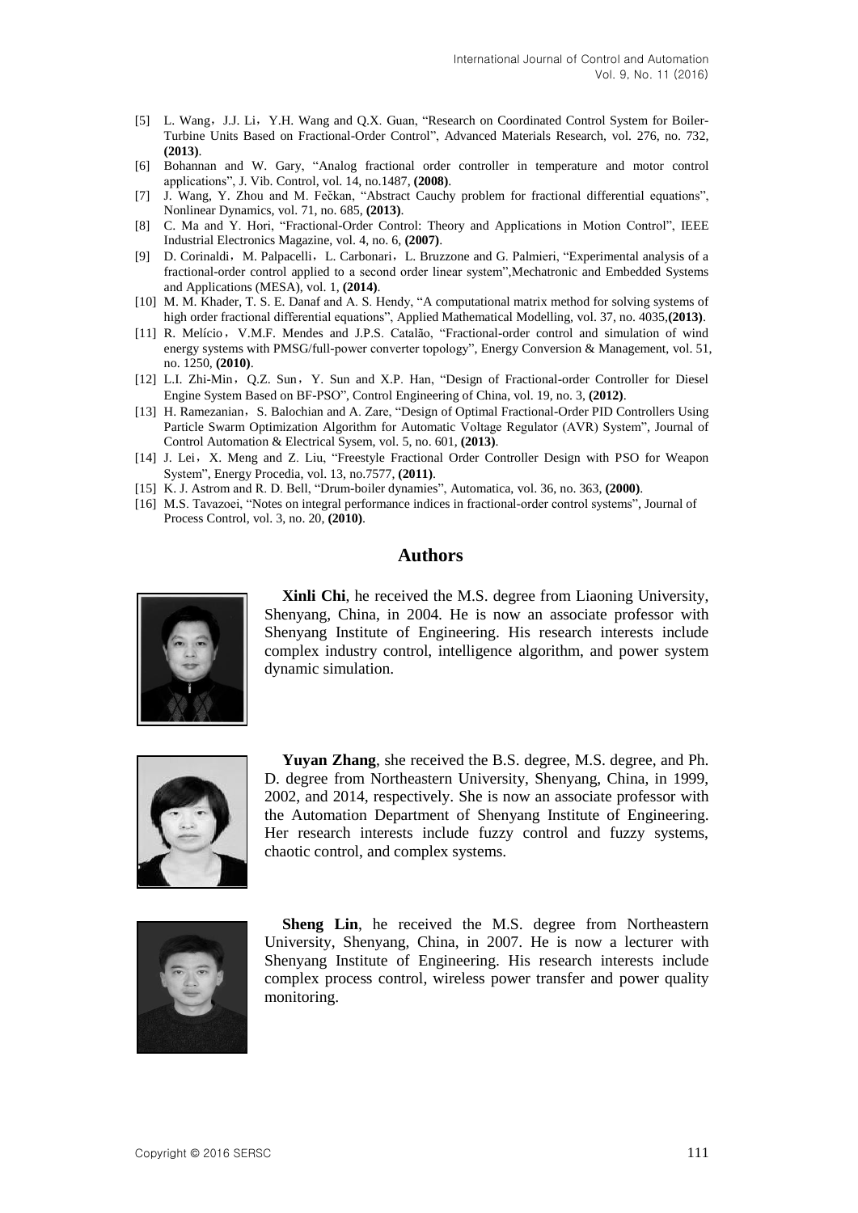[5] L. Wang，J.J. Li，Y.H. Wang and Q.X. Guan, "Research on Coordinated Control System for Boiler-Turbine Units Based on Fractional-Order Control", Advanced Materials Research, vol. 276, no. 732, **(2013)**.

[6] Bohannan and W. Gary, "Analog fractional order controller in temperature and motor control applications", J. Vib. Control, vol. 14, no.1487, **(2008)**.

[7] J. Wang, Y. Zhou and M. Fečkan, "Abstract Cauchy problem for fractional differential equations", Nonlinear Dynamics, vol. 71, no. 685, **(2013)**.

[8] C. Ma and Y. Hori, "Fractional-Order Control: Theory and Applications in Motion Control", IEEE Industrial Electronics Magazine, vol. 4, no. 6, **(2007)**.

[9] D. Corinaldi，M. Palpacelli，L. Carbonari，L. Bruzzone and G. Palmieri, "Experimental analysis of a fractional-order control applied to a second order linear system",Mechatronic and Embedded Systems and Applications (MESA), vol. 1, **(2014)**.

[10] M. M. Khader, T. S. E. Danaf and A. S. Hendy, "A computational matrix method for solving systems of high order fractional differential equations", Applied Mathematical Modelling, vol. 37, no. 4035,**(2013)**.

[11] R. Melício，V.M.F. Mendes and J.P.S. Catalão, "Fractional-order control and simulation of wind energy systems with PMSG/full-power converter topology", Energy Conversion & Management, vol. 51, no. 1250, **(2010)**.

[12] L.I. Zhi-Min，Q.Z. Sun，Y. Sun and X.P. Han, "Design of Fractional-order Controller for Diesel Engine System Based on BF-PSO", Control Engineering of China, vol. 19, no. 3, **(2012)**.

[13] H. Ramezanian，S. Balochian and A. Zare, "Design of Optimal Fractional-Order PID Controllers Using Particle Swarm Optimization Algorithm for Automatic Voltage Regulator (AVR) System", Journal of Control Automation & Electrical Sysem, vol. 5, no. 601, **(2013)**.

[14] J. Lei，X. Meng and Z. Liu, "Freestyle Fractional Order Controller Design with PSO for Weapon System", Energy Procedia, vol. 13, no.7577, **(2011)**.

[15] K. J. Astrom and R. D. Bell, "Drum-boiler dynamies", Automatica, vol. 36, no. 363, **(2000)**.

[16] M.S. Tavazoei, "Notes on integral performance indices in fractional-order control systems", Journal of Process Control, vol. 3, no. 20, **(2010)**.

## Authors

**Xinli Chi**, he received the M.S. degree from Liaoning University, Shenyang, China, in 2004. He is now an associate professor with Shenyang Institute of Engineering. His research interests include complex industry control, intelligence algorithm, and power system dynamic simulation.

**Yuyan Zhang**, she received the B.S. degree, M.S. degree, and Ph. D. degree from Northeastern University, Shenyang, China, in 1999, 2002, and 2014, respectively. She is now an associate professor with the Automation Department of Shenyang Institute of Engineering. Her research interests include fuzzy control and fuzzy systems, chaotic control, and complex systems.

**Sheng Lin**, he received the M.S. degree from Northeastern University, Shenyang, China, in 2007. He is now a lecturer with Shenyang Institute of Engineering. His research interests include complex process control, wireless power transfer and power quality monitoring.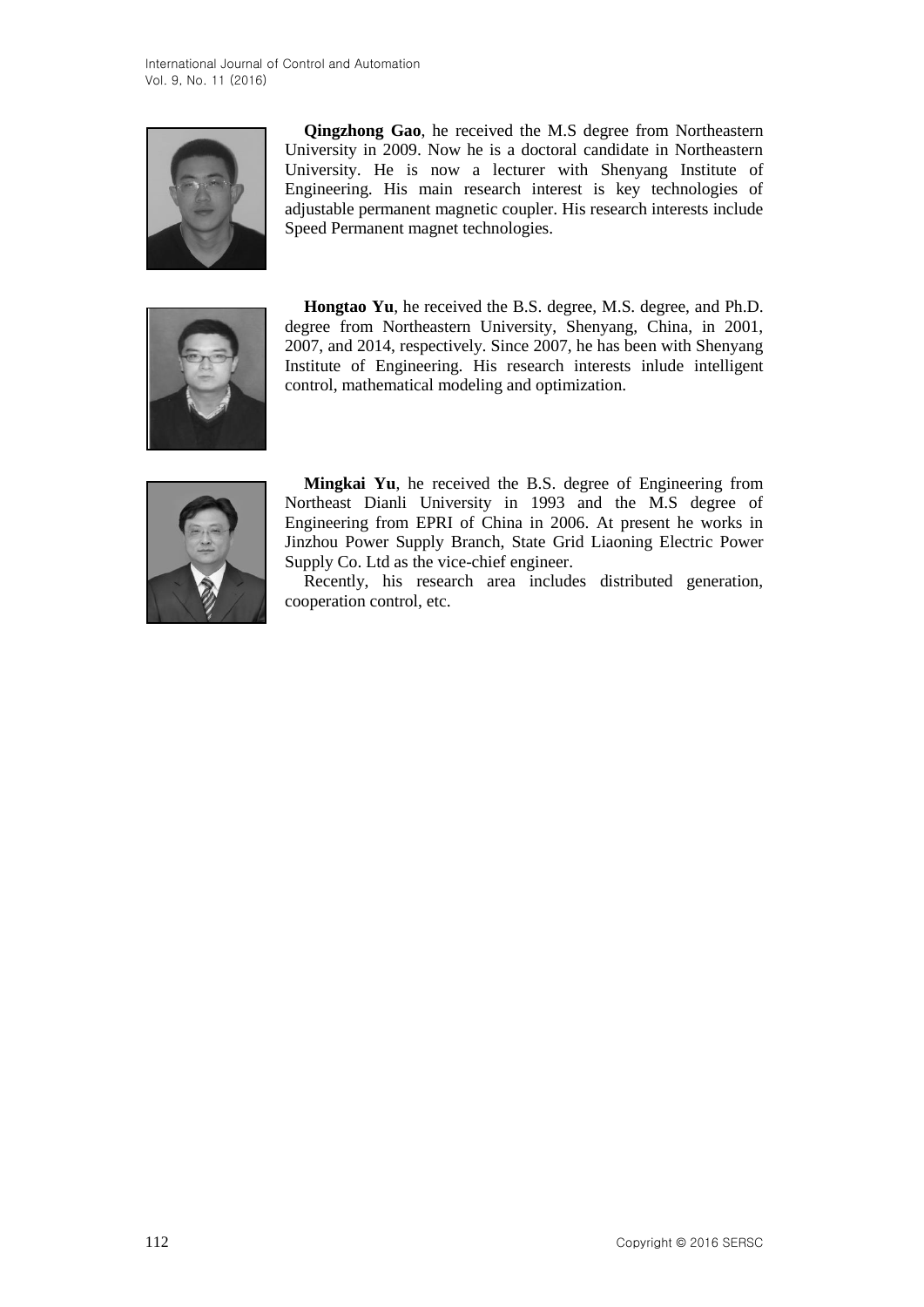**Qingzhong Gao**, he received the M.S degree from Northeastern University in 2009. Now he is a doctoral candidate in Northeastern University. He is now a lecturer with Shenyang Institute of Engineering. His main research interest is key technologies of adjustable permanent magnetic coupler. His research interests include Speed Permanent magnet technologies.

**Hongtao Yu**, he received the B.S. degree, M.S. degree, and Ph.D. degree from Northeastern University, Shenyang, China, in 2001, 2007, and 2014, respectively. Since 2007, he has been with Shenyang Institute of Engineering. His research interests inlude intelligent control, mathematical modeling and optimization.

**Mingkai Yu**, he received the B.S. degree of Engineering from Northeast Dianli University in 1993 and the M.S degree of Engineering from EPRI of China in 2006. At present he works in Jinzhou Power Supply Branch, State Grid Liaoning Electric Power Supply Co. Ltd as the vice-chief engineer.

Recently, his research area includes distributed generation, cooperation control, etc.